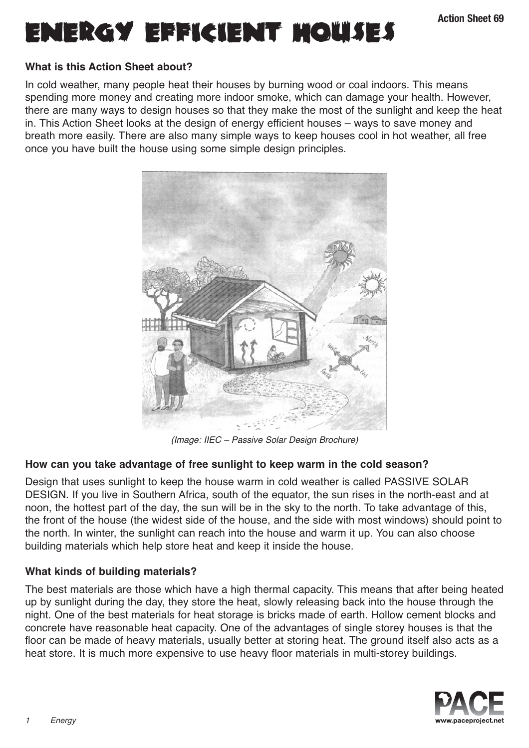# ENERGY EFFICIENT HOUSES

Action Sheet 69

**What is this Action Sheet about?**

In cold weather, many people heat their houses by burning wood or coal indoors. This means spending more money and creating more indoor smoke, which can damage your health. However, there are many ways to design houses so that they make the most of the sunlight and keep the heat in. This Action Sheet looks at the design of energy efficient houses – ways to save money and breath more easily. There are also many simple ways to keep houses cool in hot weather, all free once you have built the house using some simple design principles.

*(Image: IIEC – Passive Solar Design Brochure)*

**How can you take advantage of free sunlight to keep warm in the cold season?**

Design that uses sunlight to keep the house warm in cold weather is called PASSIVE SOLAR DESIGN. If you live in Southern Africa, south of the equator, the sun rises in the north-east and at noon, the hottest part of the day, the sun will be in the sky to the north. To take advantage of this, the front of the house (the widest side of the house, and the side with most windows) should point to the north. In winter, the sunlight can reach into the house and warm it up. You can also choose building materials which help store heat and keep it inside the house.

**What kinds of building materials?**

The best materials are those which have a high thermal capacity. This means that after being heated up by sunlight during the day, they store the heat, slowly releasing back into the house through the night. One of the best materials for heat storage is bricks made of earth. Hollow cement blocks and concrete have reasonable heat capacity. One of the advantages of single storey houses is that the floor can be made of heavy materials, usually better at storing heat. The ground itself also acts as a heat store. It is much more expensive to use heavy floor materials in multi-storey buildings.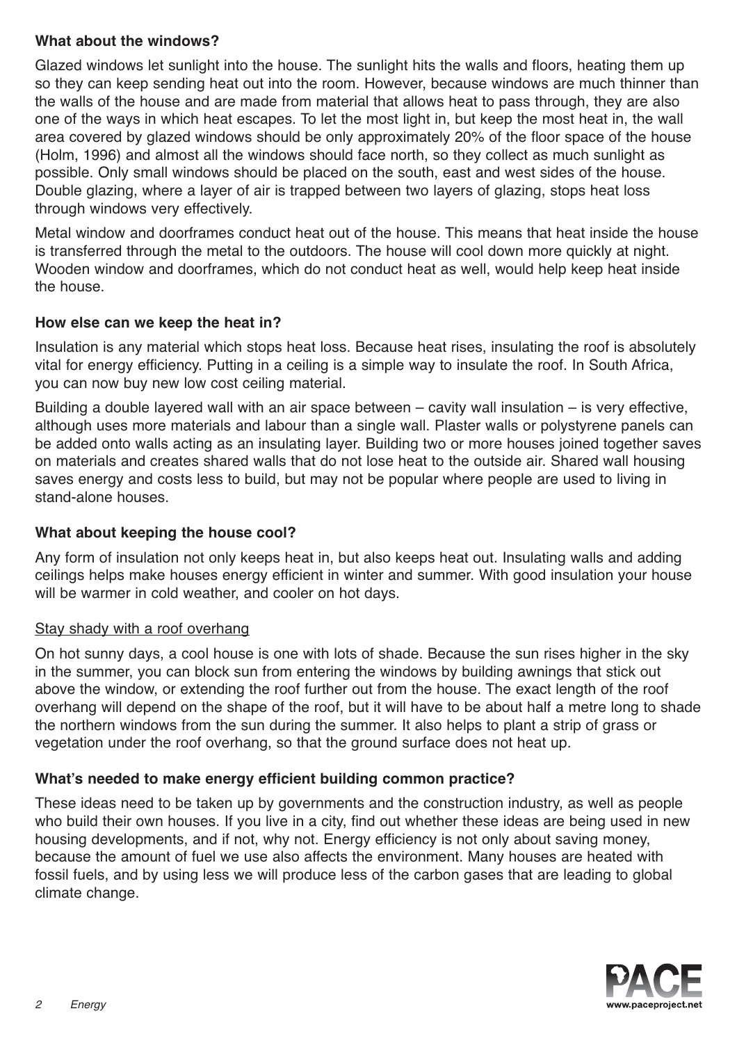**What about the windows?**

Glazed windows let sunlight into the house. The sunlight hits the walls and floors, heating them up so they can keep sending heat out into the room. However, because windows are much thinner than the walls of the house and are made from material that allows heat to pass through, they are also one of the ways in which heat escapes. To let the most light in, but keep the most heat in, the wall area covered by glazed windows should be only approximately 20% of the floor space of the house (Holm, 1996) and almost all the windows should face north, so they collect as much sunlight as possible. Only small windows should be placed on the south, east and west sides of the house. Double glazing, where a layer of air is trapped between two layers of glazing, stops heat loss through windows very effectively.

Metal window and doorframes conduct heat out of the house. This means that heat inside the house is transferred through the metal to the outdoors. The house will cool down more quickly at night. Wooden window and doorframes, which do not conduct heat as well, would help keep heat inside the house.

**How else can we keep the heat in?**

Insulation is any material which stops heat loss. Because heat rises, insulating the roof is absolutely vital for energy efficiency. Putting in a ceiling is a simple way to insulate the roof. In South Africa, you can now buy new low cost ceiling material.

Building a double layered wall with an air space between – cavity wall insulation – is very effective, although uses more materials and labour than a single wall. Plaster walls or polystyrene panels can be added onto walls acting as an insulating layer. Building two or more houses joined together saves on materials and creates shared walls that do not lose heat to the outside air. Shared wall housing saves energy and costs less to build, but may not be popular where people are used to living in stand-alone houses.

**What about keeping the house cool?**

Any form of insulation not only keeps heat in, but also keeps heat out. Insulating walls and adding ceilings helps make houses energy efficient in winter and summer. With good insulation your house will be warmer in cold weather, and cooler on hot days.

<u>Stay shady with a roof overhang</u>

On hot sunny days, a cool house is one with lots of shade. Because the sun rises higher in the sky in the summer, you can block sun from entering the windows by building awnings that stick out above the window, or extending the roof further out from the house. The exact length of the roof overhang will depend on the shape of the roof, but it will have to be about half a metre long to shade the northern windows from the sun during the summer. It also helps to plant a strip of grass or vegetation under the roof overhang, so that the ground surface does not heat up.

**What's needed to make energy efficient building common practice?**

These ideas need to be taken up by governments and the construction industry, as well as people who build their own houses. If you live in a city, find out whether these ideas are being used in new housing developments, and if not, why not. Energy efficiency is not only about saving money, because the amount of fuel we use also affects the environment. Many houses are heated with fossil fuels, and by using less we will produce less of the carbon gases that are leading to global climate change.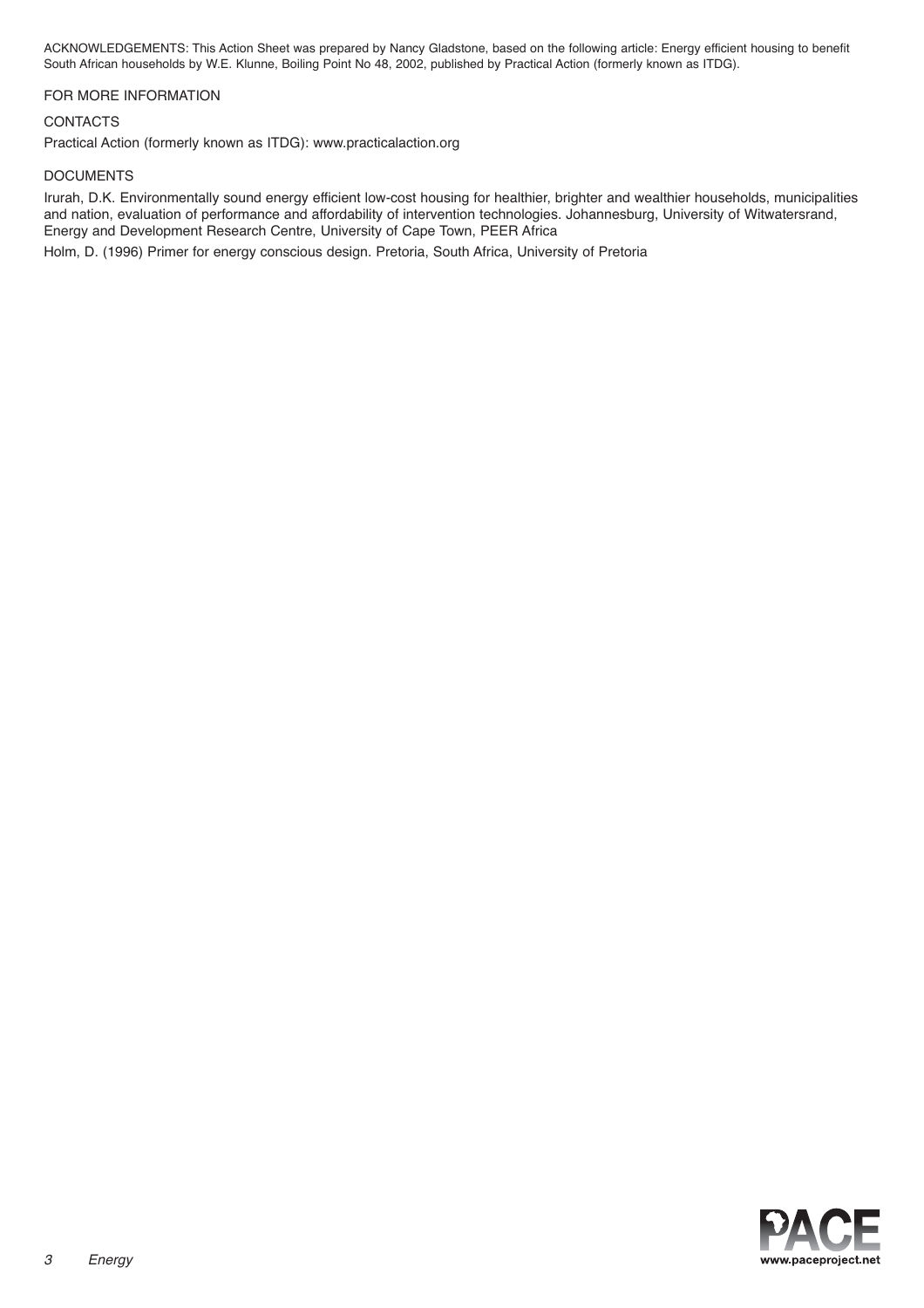ACKNOWLEDGEMENTS: This Action Sheet was prepared by Nancy Gladstone, based on the following article: Energy efficient housing to benefit South African households by W.E. Klunne, Boiling Point No 48, 2002, published by Practical Action (formerly known as ITDG).

## FOR MORE INFORMATION

### CONTACTS

Practical Action (formerly known as ITDG): www.practicalaction.org

### DOCUMENTS

Irurah, D.K. Environmentally sound energy efficient low-cost housing for healthier, brighter and wealthier households, municipalities and nation, evaluation of performance and affordability of intervention technologies. Johannesburg, University of Witwatersrand, Energy and Development Research Centre, University of Cape Town, PEER Africa

Holm, D. (1996) Primer for energy conscious design. Pretoria, South Africa, University of Pretoria